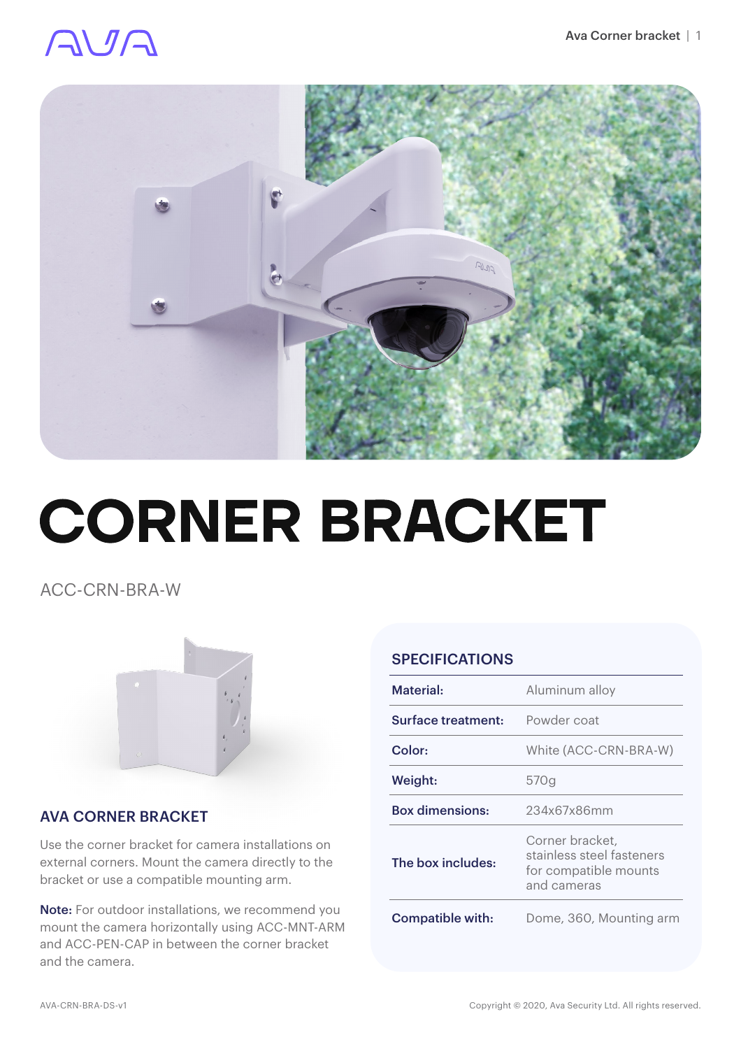# CORNER BRACKET

ACC-CRN-BRA-W

## AVA CORNER BRACKET

Use the corner bracket for camera installations on external corners. Mount the camera directly to the bracket or use a compatible mounting arm.

**Note:** For outdoor installations, we recommend you mount the camera horizontally using ACC-MNT-ARM and ACC-PEN-CAP in between the corner bracket and the camera.

## SPECIFICATIONS

| | |
|---|---|
| **Material:** | Aluminum alloy |
| **Surface treatment:** | Powder coat |
| **Color:** | White (ACC-CRN-BRA-W) |
| **Weight:** | 570g |
| **Box dimensions:** | 234x67x86mm |
| **The box includes:** | Corner bracket, stainless steel fasteners for compatible mounts and cameras |
| **Compatible with:** | Dome, 360, Mounting arm |

AVA-CRN-BRA-DS-v1

Copyright © 2020, Ava Security Ltd. All rights reserved.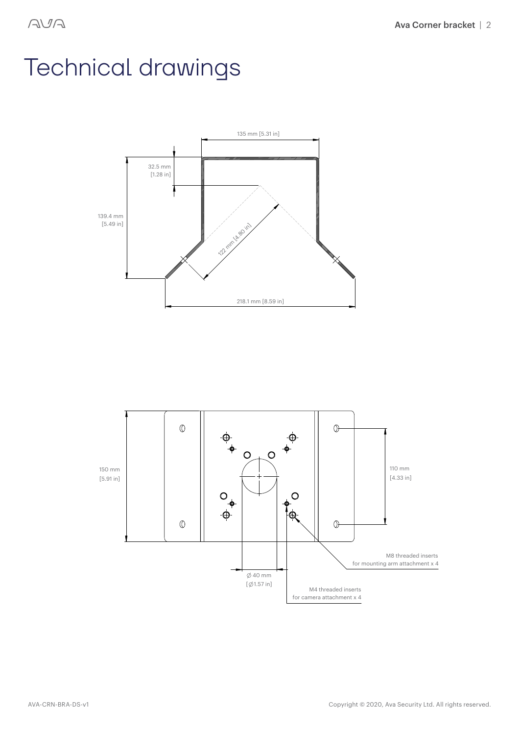# Technical drawings

135 mm [5.31 in]

32.5 mm
[1.28 in]

139.4 mm
[5.49 in]

122 mm [4.80 in]

218.1 mm [8.59 in]

150 mm
[5.91 in]

110 mm
[4.33 in]

M8 threaded inserts
for mounting arm attachment x 4

∅ 40 mm
[∅1.57 in]

M4 threaded inserts
for camera attachment x 4

AVA-CRN-BRA-DS-v1

Copyright © 2020, Ava Security Ltd. All rights reserved.